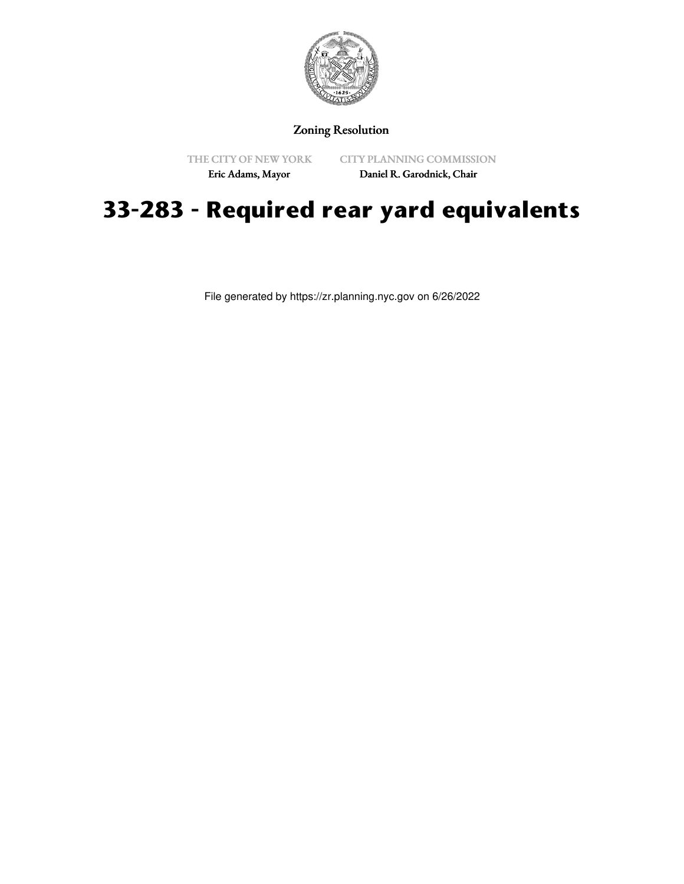Zoning Resolution

THE CITY OF NEW YORK
Eric Adams, Mayor

CITY PLANNING COMMISSION
Daniel R. Garodnick, Chair

# 33-283 - Required rear yard equivalents

File generated by https://zr.planning.nyc.gov on 6/26/2022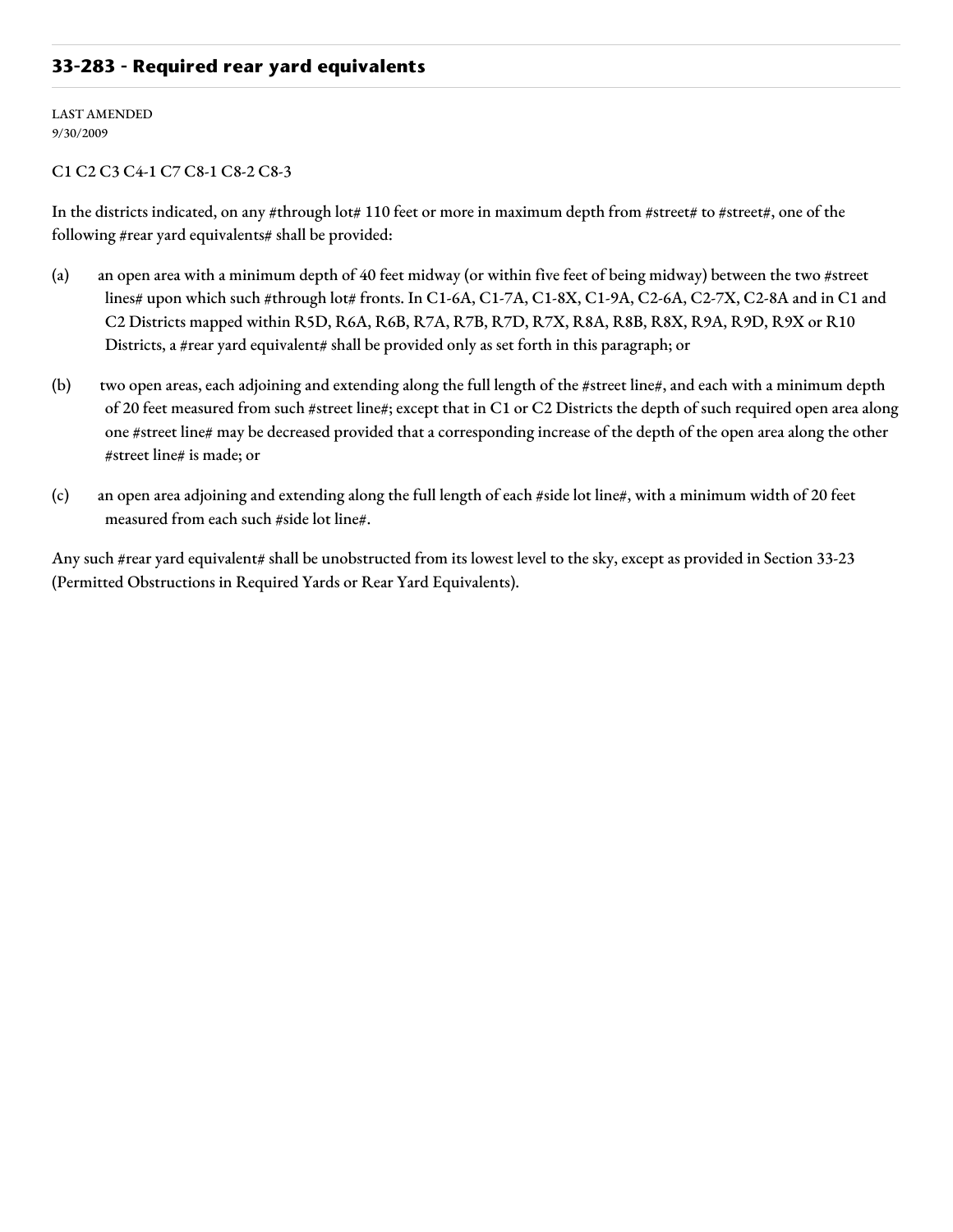## 33-283 - Required rear yard equivalents

LAST AMENDED
9/30/2009

C1 C2 C3 C4-1 C7 C8-1 C8-2 C8-3

In the districts indicated, on any #through lot# 110 feet or more in maximum depth from #street# to #street#, one of the following #rear yard equivalents# shall be provided:

(a) an open area with a minimum depth of 40 feet midway (or within five feet of being midway) between the two #street lines# upon which such #through lot# fronts. In C1-6A, C1-7A, C1-8X, C1-9A, C2-6A, C2-7X, C2-8A and in C1 and C2 Districts mapped within R5D, R6A, R6B, R7A, R7B, R7D, R7X, R8A, R8B, R8X, R9A, R9D, R9X or R10 Districts, a #rear yard equivalent# shall be provided only as set forth in this paragraph; or

(b) two open areas, each adjoining and extending along the full length of the #street line#, and each with a minimum depth of 20 feet measured from such #street line#; except that in C1 or C2 Districts the depth of such required open area along one #street line# may be decreased provided that a corresponding increase of the depth of the open area along the other #street line# is made; or

(c) an open area adjoining and extending along the full length of each #side lot line#, with a minimum width of 20 feet measured from each such #side lot line#.

Any such #rear yard equivalent# shall be unobstructed from its lowest level to the sky, except as provided in Section 33-23 (Permitted Obstructions in Required Yards or Rear Yard Equivalents).